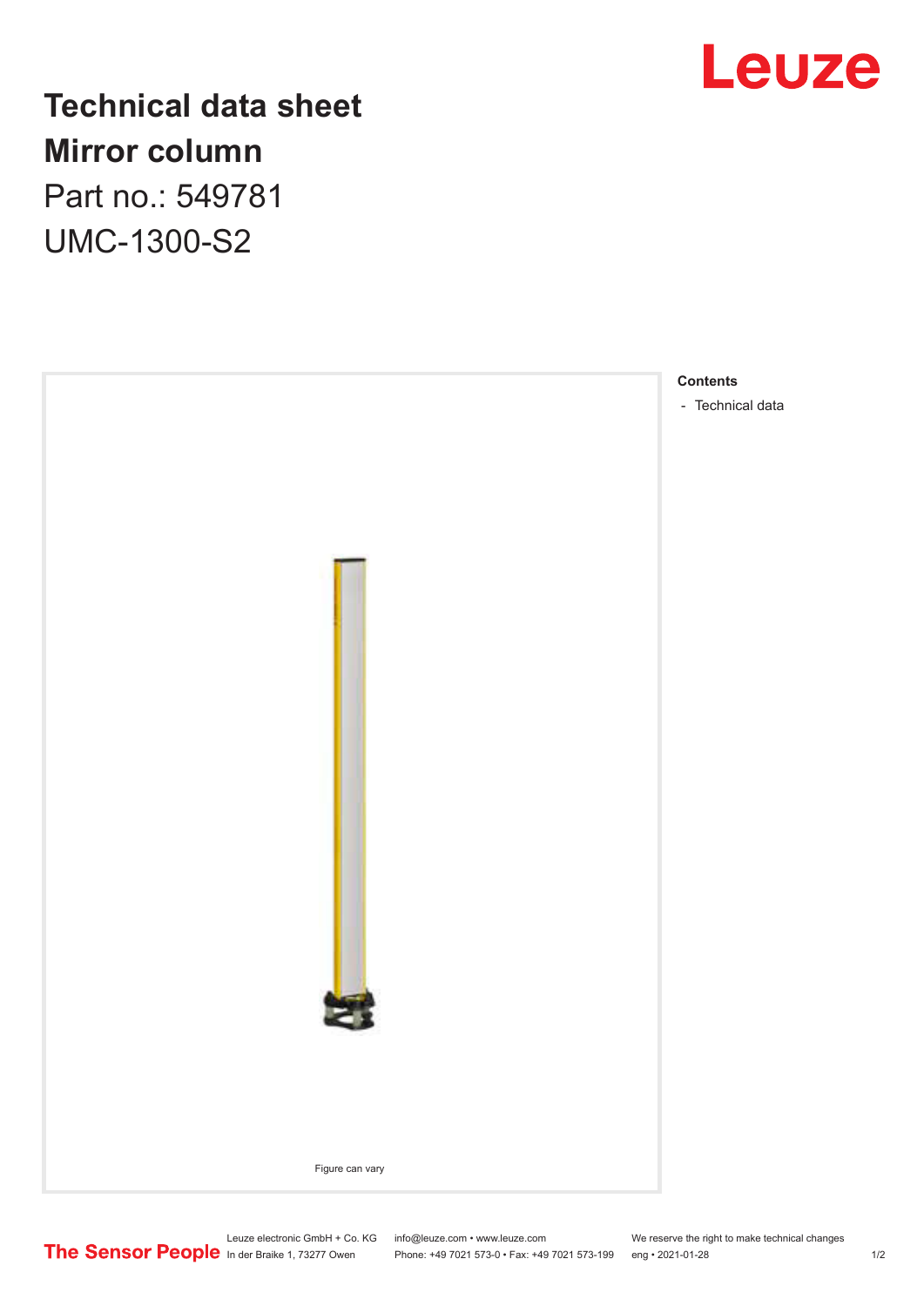# Technical data sheet
# Mirror column

Part no.: 549781

UMC-1300-S2

Figure can vary

**Contents**

- Technical data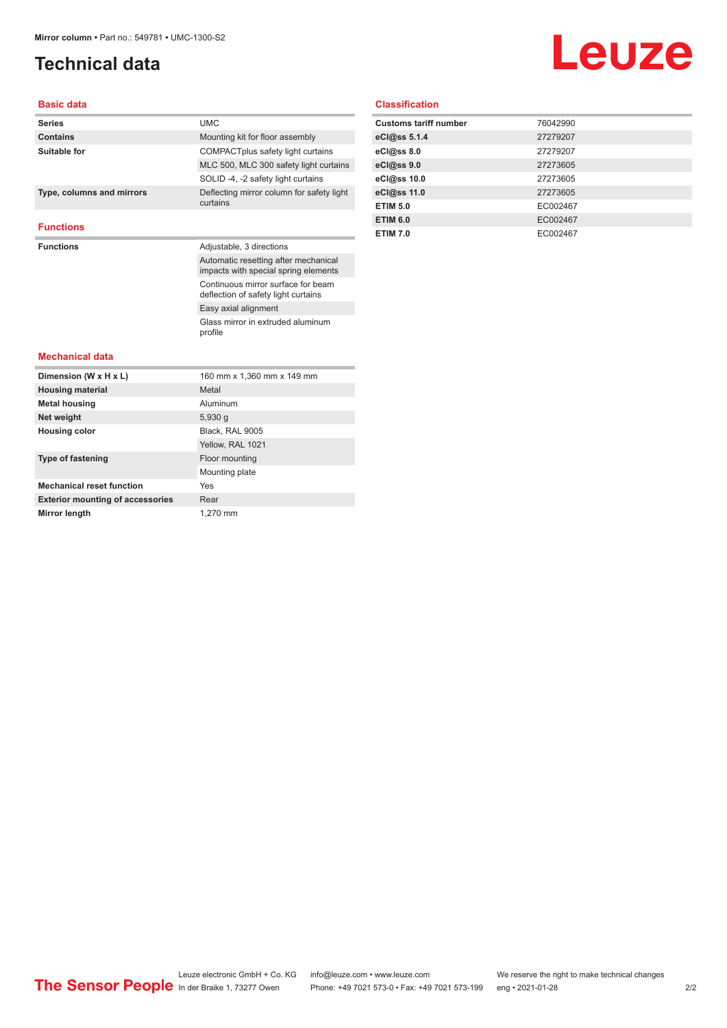# Technical data

## Basic data

| | |
|---|---|
| **Series** | UMC |
| **Contains** | Mounting kit for floor assembly |
| **Suitable for** | COMPACTplus safety light curtains |
| | MLC 500, MLC 300 safety light curtains |
| | SOLID -4, -2 safety light curtains |
| **Type, columns and mirrors** | Deflecting mirror column for safety light curtains |

## Functions

| | |
|---|---|
| **Functions** | Adjustable, 3 directions |
| | Automatic resetting after mechanical impacts with special spring elements |
| | Continuous mirror surface for beam deflection of safety light curtains |
| | Easy axial alignment |
| | Glass mirror in extruded aluminum profile |

## Mechanical data

| | |
|---|---|
| **Dimension (W x H x L)** | 160 mm x 1,360 mm x 149 mm |
| **Housing material** | Metal |
| **Metal housing** | Aluminum |
| **Net weight** | 5,930 g |
| **Housing color** | Black, RAL 9005 |
| | Yellow, RAL 1021 |
| **Type of fastening** | Floor mounting |
| | Mounting plate |
| **Mechanical reset function** | Yes |
| **Exterior mounting of accessories** | Rear |
| **Mirror length** | 1,270 mm |

## Classification

| | |
|---|---|
| **Customs tariff number** | 76042990 |
| **eCl@ss 5.1.4** | 27279207 |
| **eCl@ss 8.0** | 27279207 |
| **eCl@ss 9.0** | 27273605 |
| **eCl@ss 10.0** | 27273605 |
| **eCl@ss 11.0** | 27273605 |
| **ETIM 5.0** | EC002467 |
| **ETIM 6.0** | EC002467 |
| **ETIM 7.0** | EC002467 |